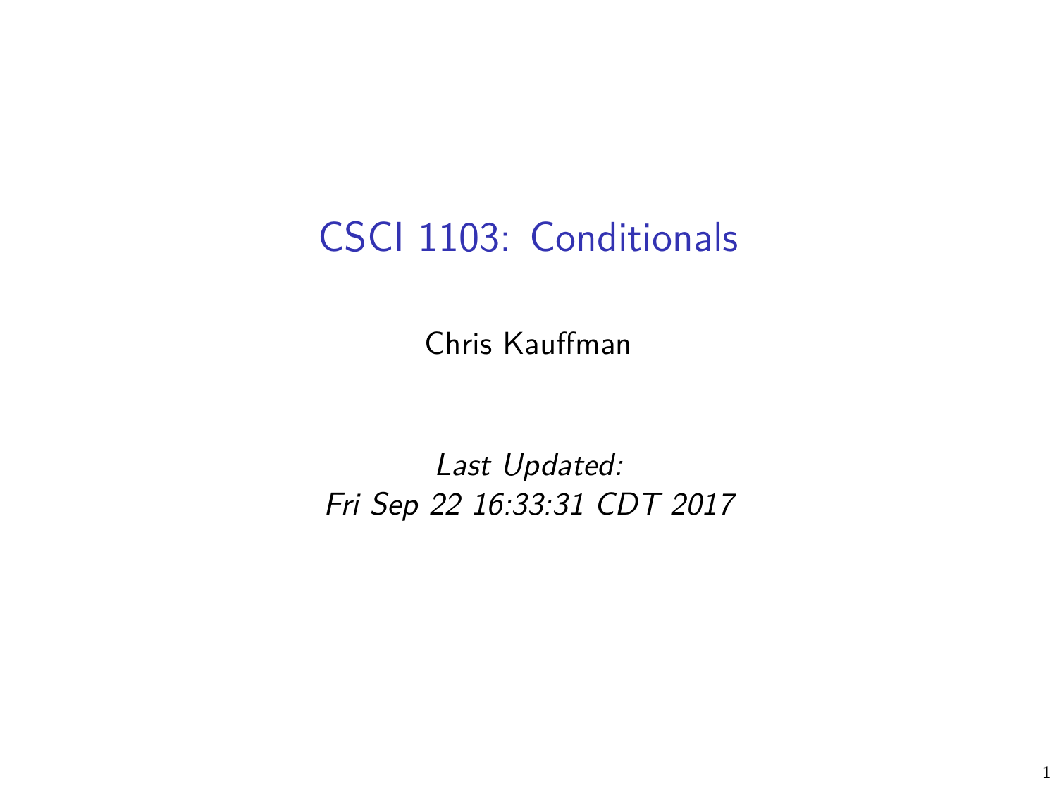# CSCI 1103: Conditionals

Chris Kauffman

*Last Updated:*
*Fri Sep 22 16:33:31 CDT 2017*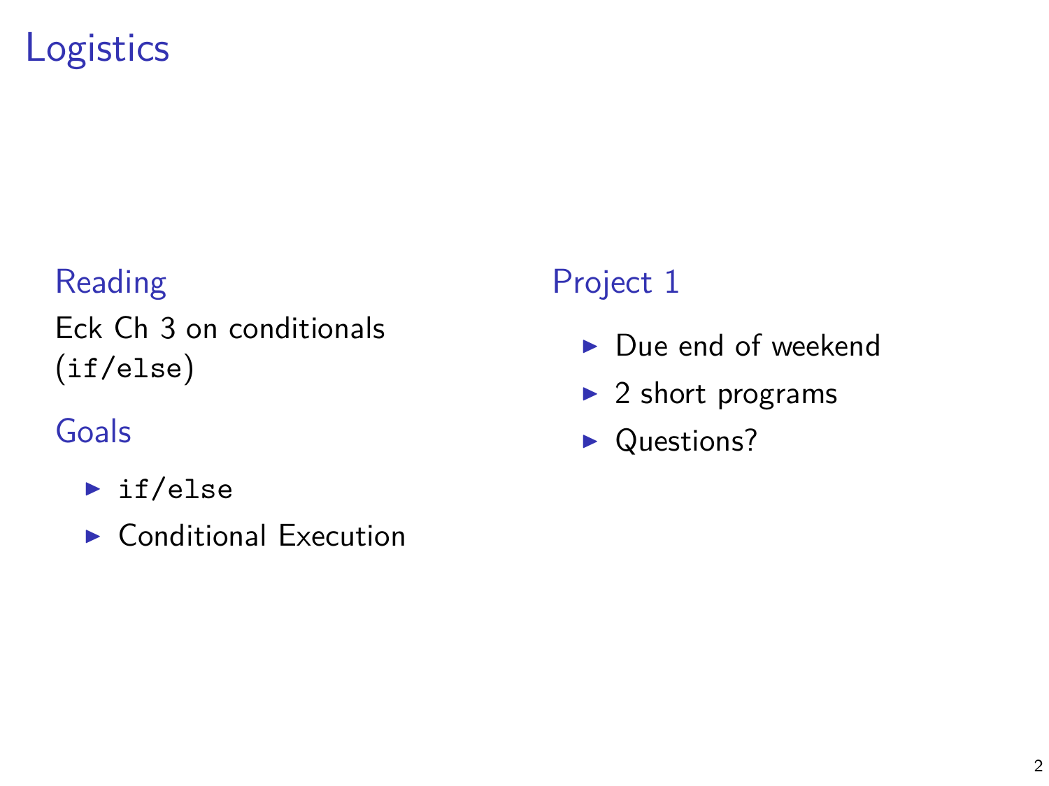# Logistics

## Reading

Eck Ch 3 on conditionals (`if/else`)

## Goals

- `if/else`
- Conditional Execution

## Project 1

- Due end of weekend
- 2 short programs
- Questions?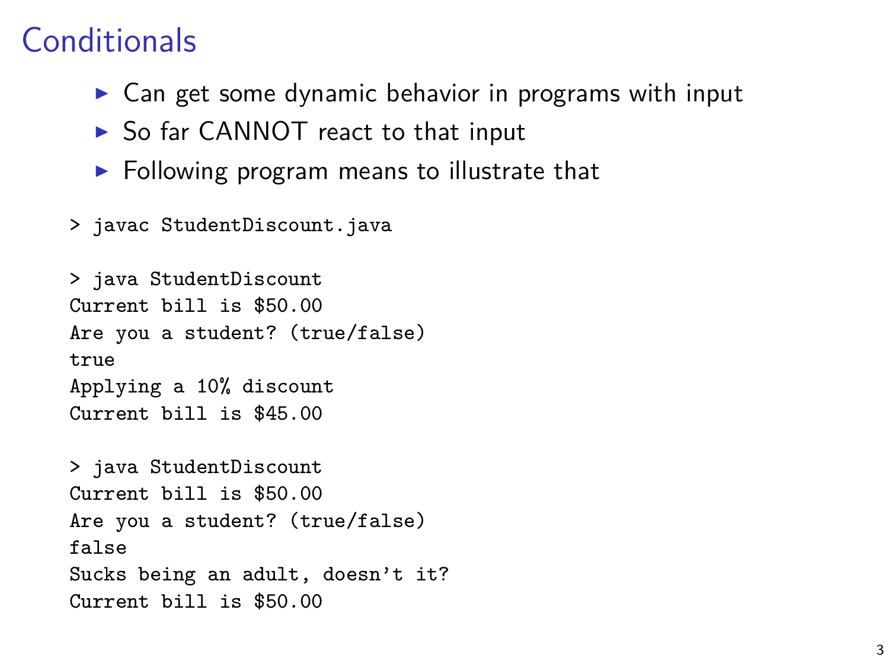# Conditionals

- Can get some dynamic behavior in programs with input
- So far CANNOT react to that input
- Following program means to illustrate that

```
> javac StudentDiscount.java

> java StudentDiscount
Current bill is $50.00
Are you a student? (true/false)
true
Applying a 10% discount
Current bill is $45.00

> java StudentDiscount
Current bill is $50.00
Are you a student? (true/false)
false
Sucks being an adult, doesn't it?
Current bill is $50.00
```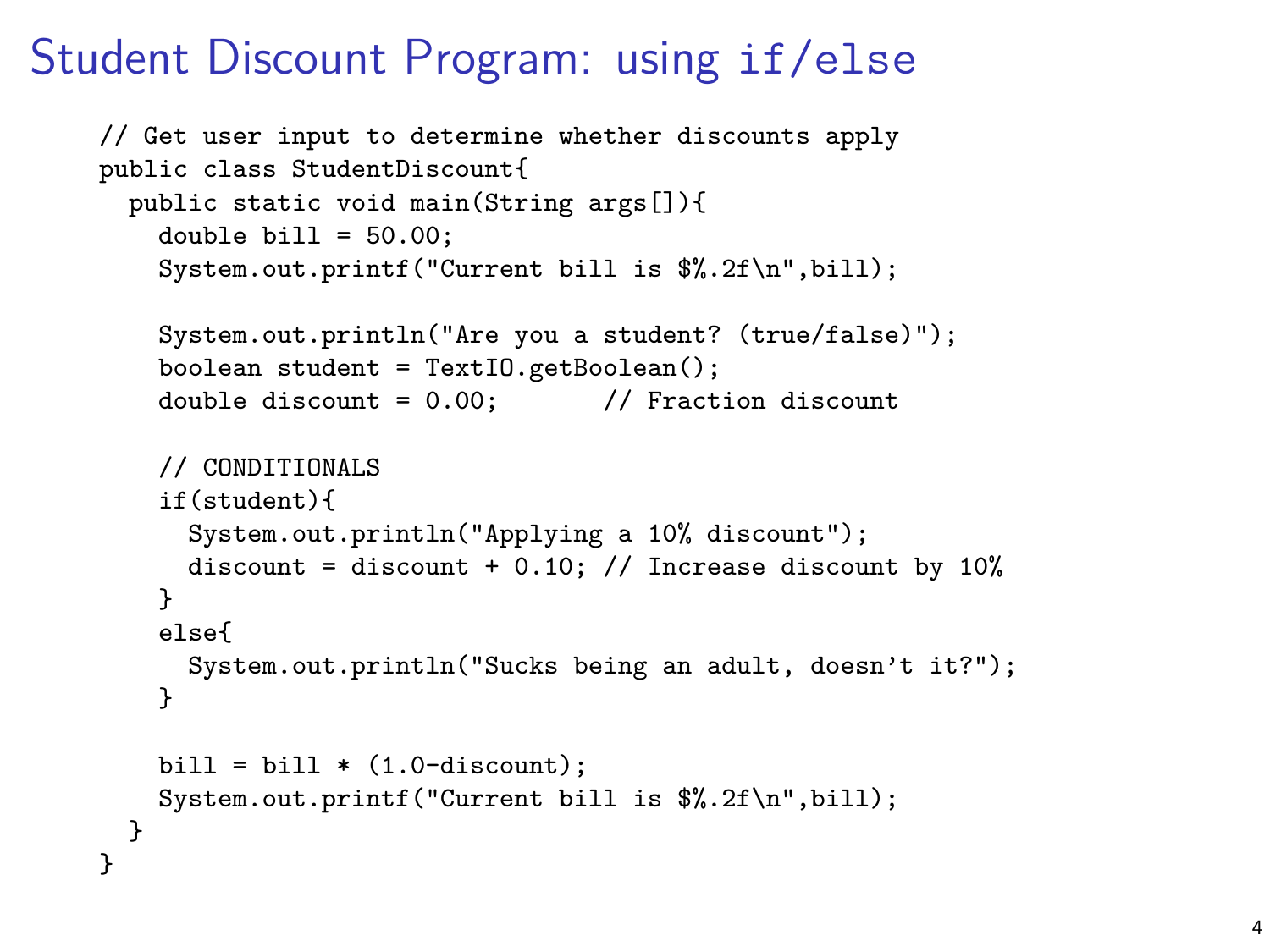# Student Discount Program: using if/else

```
// Get user input to determine whether discounts apply
public class StudentDiscount{
  public static void main(String args[]){
    double bill = 50.00;
    System.out.printf("Current bill is $%.2f\n",bill);

    System.out.println("Are you a student? (true/false)");
    boolean student = TextIO.getBoolean();
    double discount = 0.00;       // Fraction discount

    // CONDITIONALS
    if(student){
      System.out.println("Applying a 10% discount");
      discount = discount + 0.10; // Increase discount by 10%
    }
    else{
      System.out.println("Sucks being an adult, doesn't it?");
    }

    bill = bill * (1.0-discount);
    System.out.printf("Current bill is $%.2f\n",bill);
  }
}
```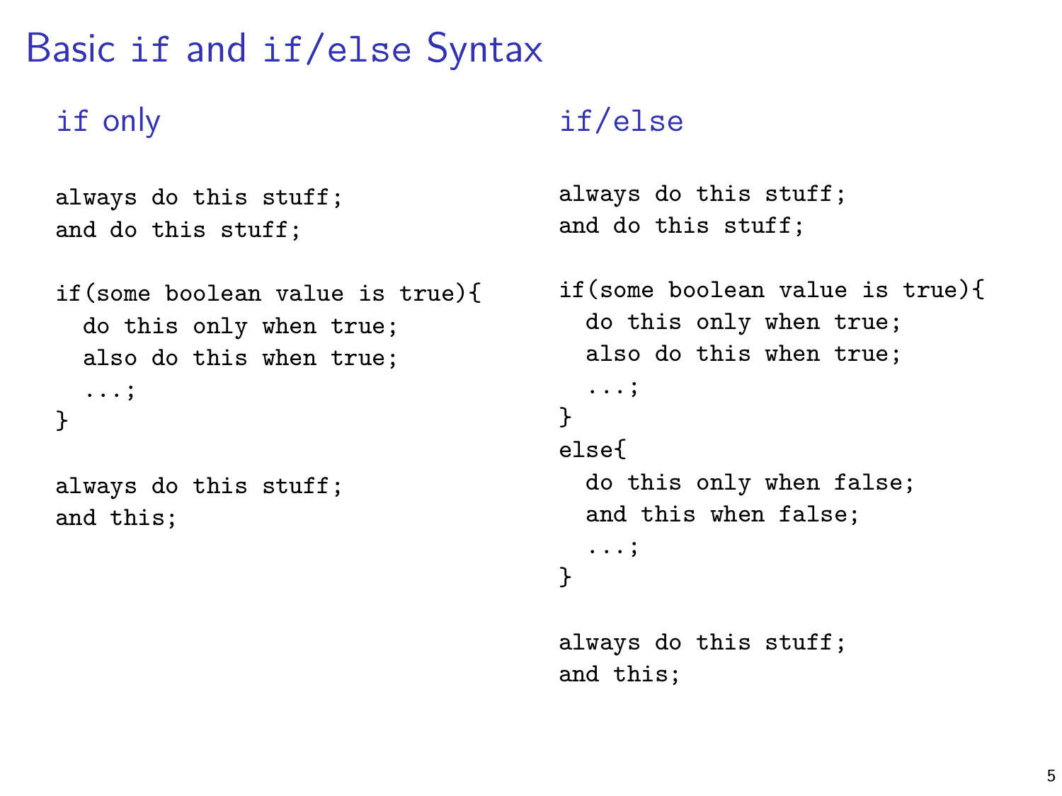# Basic if and if/else Syntax

## if only

```
always do this stuff;
and do this stuff;

if(some boolean value is true){
  do this only when true;
  also do this when true;
  ...;
}

always do this stuff;
and this;
```

## if/else

```
always do this stuff;
and do this stuff;

if(some boolean value is true){
  do this only when true;
  also do this when true;
  ...;
}
else{
  do this only when false;
  and this when false;
  ...;
}

always do this stuff;
and this;
```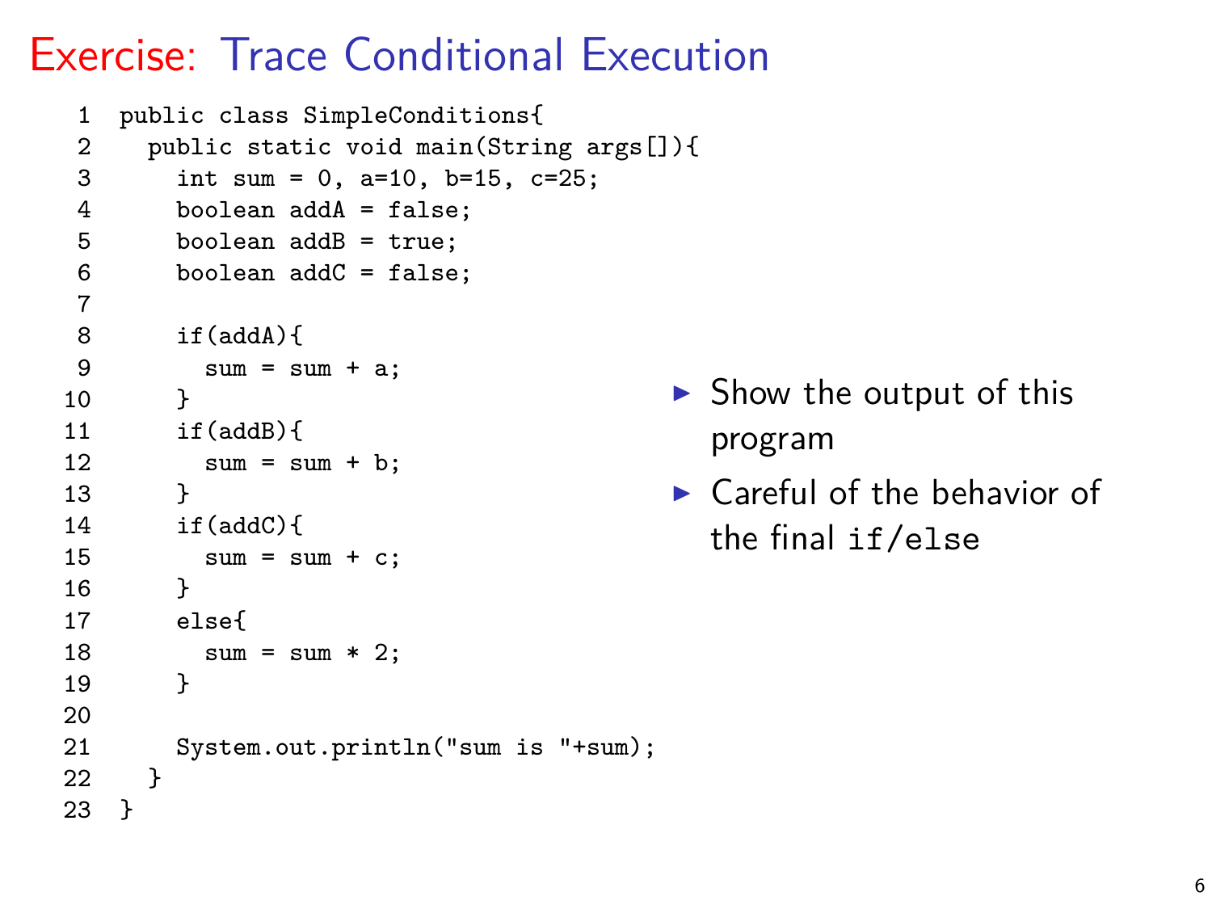# Exercise: Trace Conditional Execution

```
1  public class SimpleConditions{
2    public static void main(String args[]){
3      int sum = 0, a=10, b=15, c=25;
4      boolean addA = false;
5      boolean addB = true;
6      boolean addC = false;
7
8      if(addA){
9        sum = sum + a;
10     }
11     if(addB){
12       sum = sum + b;
13     }
14     if(addC){
15       sum = sum + c;
16     }
17     else{
18       sum = sum * 2;
19     }
20
21     System.out.println("sum is "+sum);
22   }
23 }
```

- Show the output of this program
- Careful of the behavior of the final `if/else`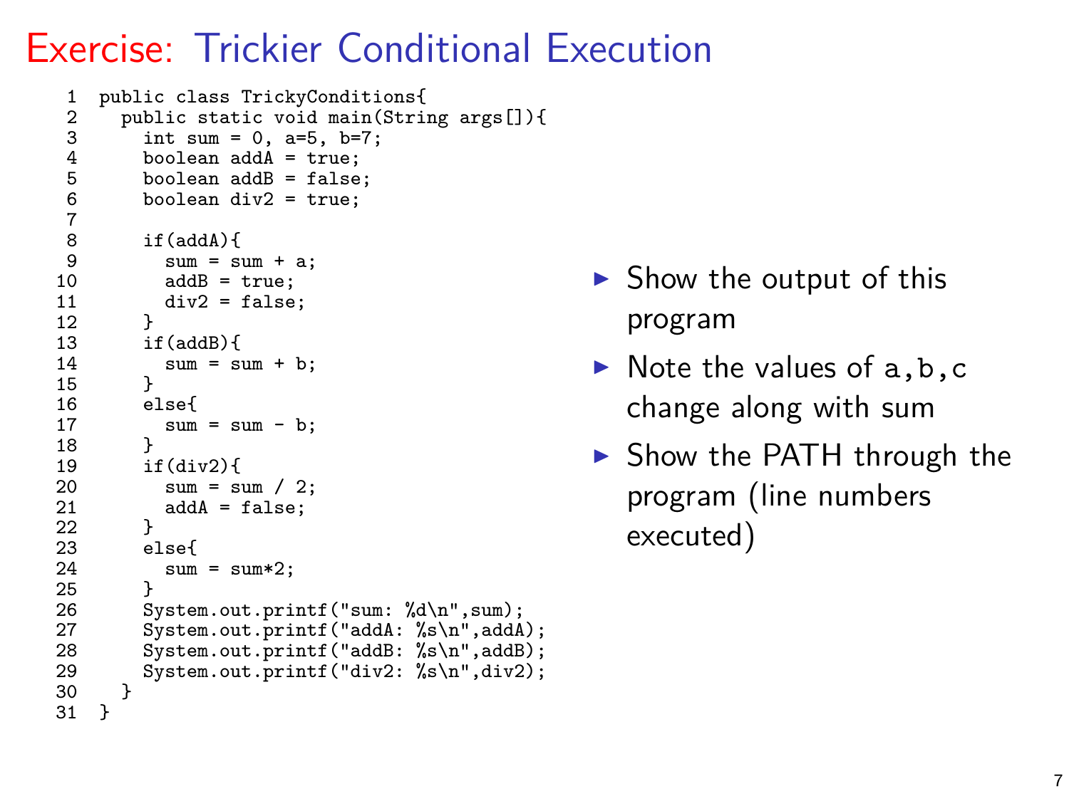# Exercise: Trickier Conditional Execution

```
 1  public class TrickyConditions{
 2    public static void main(String args[]){
 3      int sum = 0, a=5, b=7;
 4      boolean addA = true;
 5      boolean addB = false;
 6      boolean div2 = true;
 7
 8      if(addA){
 9        sum = sum + a;
10        addB = true;
11        div2 = false;
12      }
13      if(addB){
14        sum = sum + b;
15      }
16      else{
17        sum = sum - b;
18      }
19      if(div2){
20        sum = sum / 2;
21        addA = false;
22      }
23      else{
24        sum = sum*2;
25      }
26      System.out.printf("sum: %d\n",sum);
27      System.out.printf("addA: %s\n",addA);
28      System.out.printf("addB: %s\n",addB);
29      System.out.printf("div2: %s\n",div2);
30    }
31  }
```

- Show the output of this program
- Note the values of `a,b,c` change along with sum
- Show the PATH through the program (line numbers executed)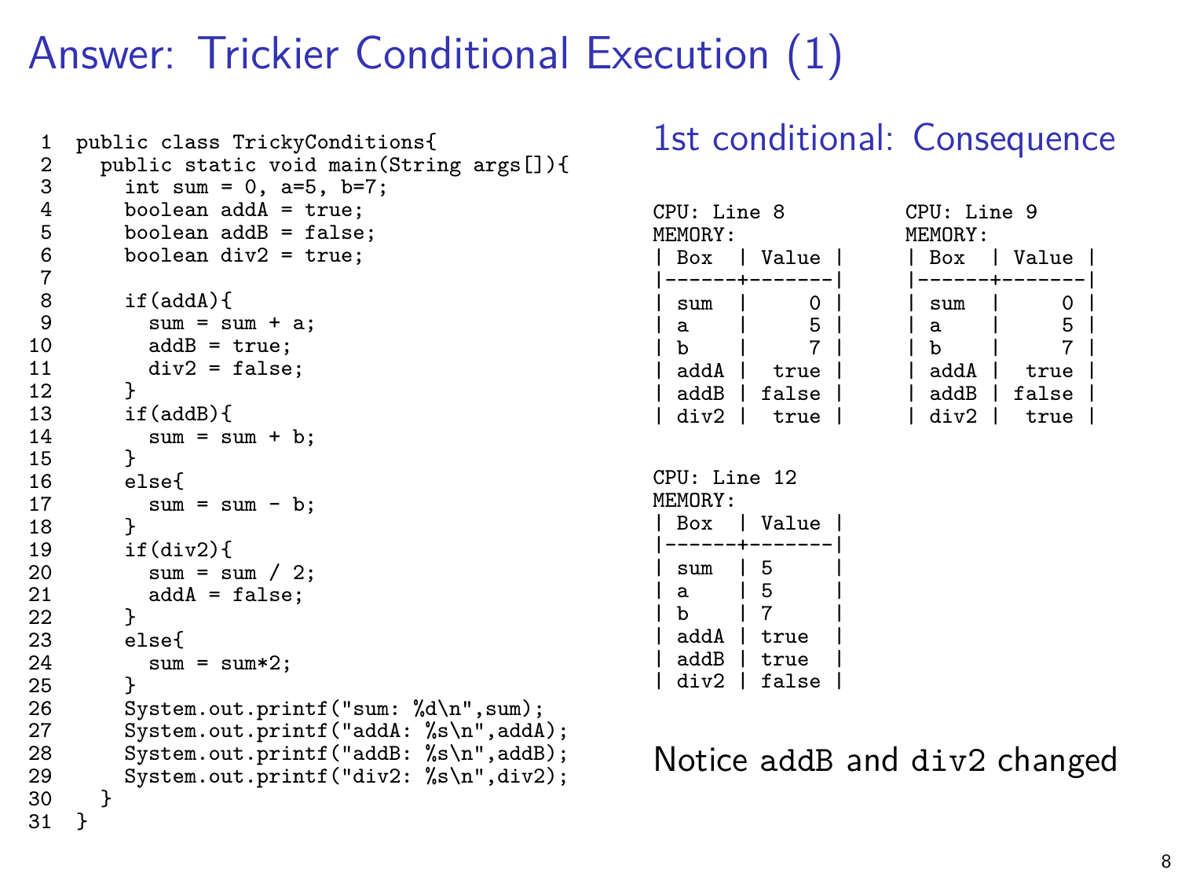# Answer: Trickier Conditional Execution (1)

```
 1  public class TrickyConditions{
 2    public static void main(String args[]){
 3      int sum = 0, a=5, b=7;
 4      boolean addA = true;
 5      boolean addB = false;
 6      boolean div2 = true;
 7
 8      if(addA){
 9        sum = sum + a;
10        addB = true;
11        div2 = false;
12      }
13      if(addB){
14        sum = sum + b;
15      }
16      else{
17        sum = sum - b;
18      }
19      if(div2){
20        sum = sum / 2;
21        addA = false;
22      }
23      else{
24        sum = sum*2;
25      }
26      System.out.printf("sum: %d\n",sum);
27      System.out.printf("addA: %s\n",addA);
28      System.out.printf("addB: %s\n",addB);
29      System.out.printf("div2: %s\n",div2);
30    }
31  }
```

## 1st conditional: Consequence

```
CPU: Line 8
MEMORY:
| Box  | Value |
|------+-------|
| sum  |     0 |
| a    |     5 |
| b    |     7 |
| addA |  true |
| addB | false |
| div2 |  true |
```

```
CPU: Line 9
MEMORY:
| Box  | Value |
|------+-------|
| sum  |     0 |
| a    |     5 |
| b    |     7 |
| addA |  true |
| addB | false |
| div2 |  true |
```

```
CPU: Line 12
MEMORY:
| Box  | Value |
|------+-------|
| sum  | 5     |
| a    | 5     |
| b    | 7     |
| addA | true  |
| addB | true  |
| div2 | false |
```

Notice `addB` and `div2` changed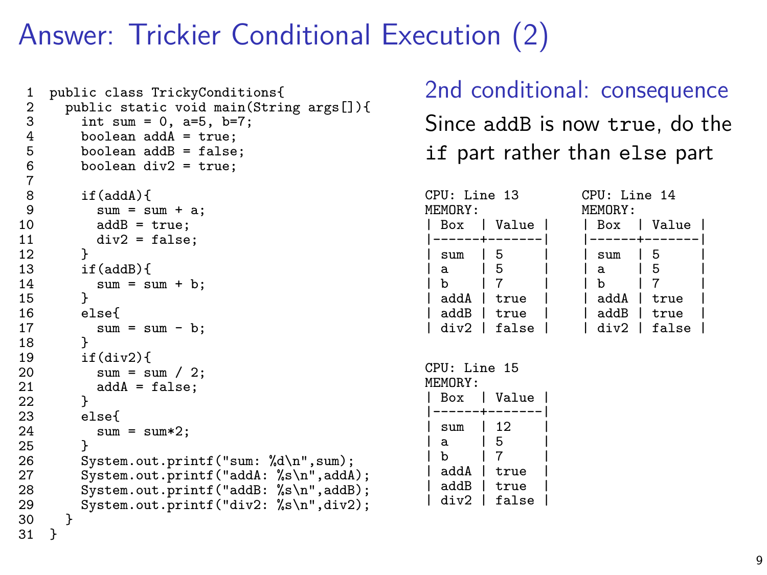# Answer: Trickier Conditional Execution (2)

```
 1  public class TrickyConditions{
 2    public static void main(String args[]){
 3      int sum = 0, a=5, b=7;
 4      boolean addA = true;
 5      boolean addB = false;
 6      boolean div2 = true;
 7
 8      if(addA){
 9        sum = sum + a;
10        addB = true;
11        div2 = false;
12      }
13      if(addB){
14        sum = sum + b;
15      }
16      else{
17        sum = sum - b;
18      }
19      if(div2){
20        sum = sum / 2;
21        addA = false;
22      }
23      else{
24        sum = sum*2;
25      }
26      System.out.printf("sum: %d\n",sum);
27      System.out.printf("addA: %s\n",addA);
28      System.out.printf("addB: %s\n",addB);
29      System.out.printf("div2: %s\n",div2);
30    }
31  }
```

## 2nd conditional: consequence

Since `addB` is now `true`, do the `if` part rather than `else` part

```
CPU: Line 13
MEMORY:
| Box  | Value |
|------+-------|
| sum  | 5     |
| a    | 5     |
| b    | 7     |
| addA | true  |
| addB | true  |
| div2 | false |
```

```
CPU: Line 14
MEMORY:
| Box  | Value |
|------+-------|
| sum  | 5     |
| a    | 5     |
| b    | 7     |
| addA | true  |
| addB | true  |
| div2 | false |
```

```
CPU: Line 15
MEMORY:
| Box  | Value |
|------+-------|
| sum  | 12    |
| a    | 5     |
| b    | 7     |
| addA | true  |
| addB | true  |
| div2 | false |
```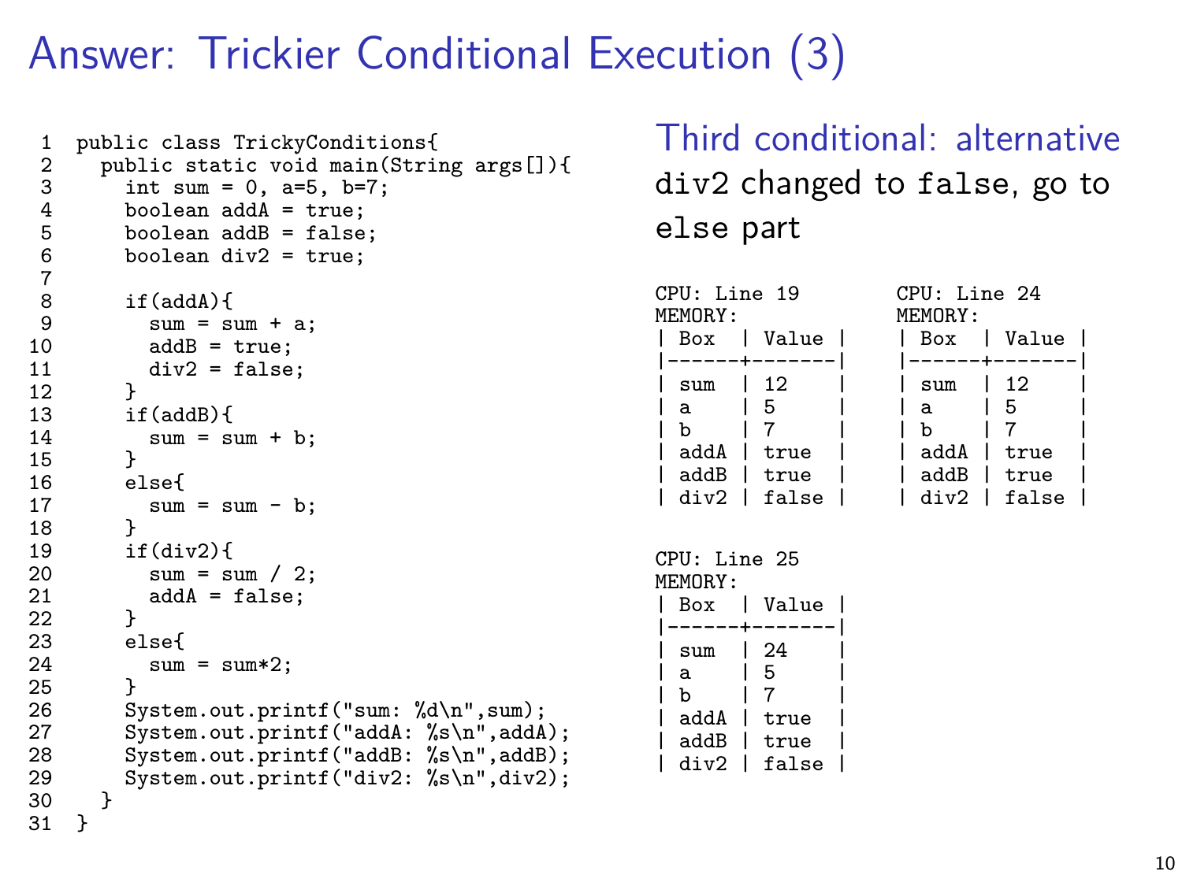# Answer: Trickier Conditional Execution (3)

```
1  public class TrickyConditions{
2    public static void main(String args[]){
3      int sum = 0, a=5, b=7;
4      boolean addA = true;
5      boolean addB = false;
6      boolean div2 = true;
7
8      if(addA){
9        sum = sum + a;
10       addB = true;
11       div2 = false;
12     }
13     if(addB){
14       sum = sum + b;
15     }
16     else{
17       sum = sum - b;
18     }
19     if(div2){
20       sum = sum / 2;
21       addA = false;
22     }
23     else{
24       sum = sum*2;
25     }
26     System.out.printf("sum: %d\n",sum);
27     System.out.printf("addA: %s\n",addA);
28     System.out.printf("addB: %s\n",addB);
29     System.out.printf("div2: %s\n",div2);
30   }
31 }
```

## Third conditional: alternative

`div2` changed to `false`, go to `else` part

```
CPU: Line 19
MEMORY:
| Box  | Value |
|------+-------|
| sum  | 12    |
| a    | 5     |
| b    | 7     |
| addA | true  |
| addB | true  |
| div2 | false |
```

```
CPU: Line 24
MEMORY:
| Box  | Value |
|------+-------|
| sum  | 12    |
| a    | 5     |
| b    | 7     |
| addA | true  |
| addB | true  |
| div2 | false |
```

```
CPU: Line 25
MEMORY:
| Box  | Value |
|------+-------|
| sum  | 24    |
| a    | 5     |
| b    | 7     |
| addA | true  |
| addB | true  |
| div2 | false |
```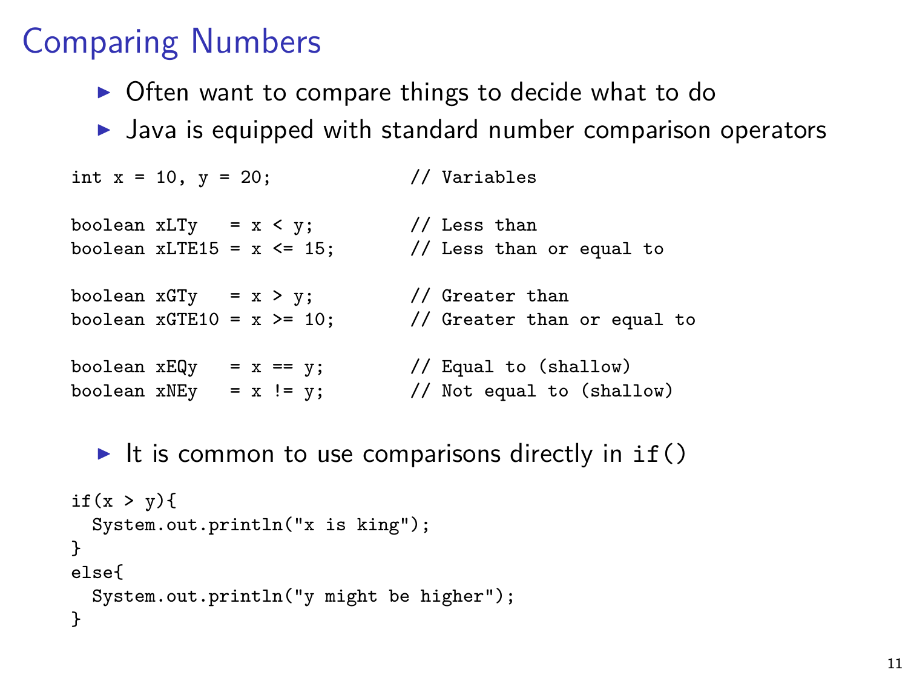# Comparing Numbers

- Often want to compare things to decide what to do
- Java is equipped with standard number comparison operators

```
int x = 10, y = 20;             // Variables

boolean xLTy   = x < y;         // Less than
boolean xLTE15 = x <= 15;       // Less than or equal to

boolean xGTy   = x > y;         // Greater than
boolean xGTE10 = x >= 10;       // Greater than or equal to

boolean xEQy   = x == y;        // Equal to (shallow)
boolean xNEy   = x != y;        // Not equal to (shallow)
```

- It is common to use comparisons directly in `if()`

```
if(x > y){
  System.out.println("x is king");
}
else{
  System.out.println("y might be higher");
}
```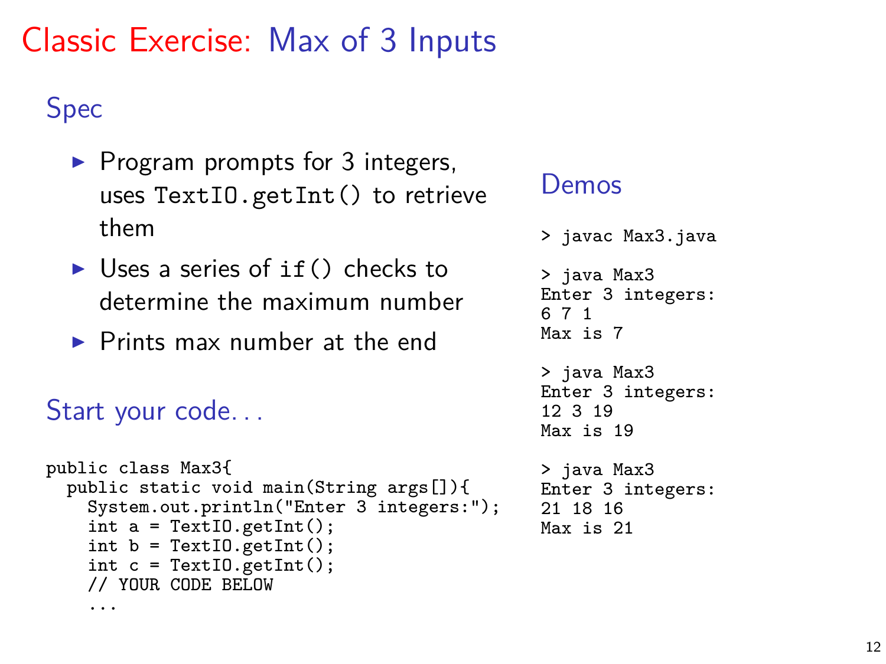# Classic Exercise: Max of 3 Inputs

## Spec

- Program prompts for 3 integers, uses `TextIO.getInt()` to retrieve them
- Uses a series of `if()` checks to determine the maximum number
- Prints max number at the end

## Start your code...

```
public class Max3{
  public static void main(String args[]){
    System.out.println("Enter 3 integers:");
    int a = TextIO.getInt();
    int b = TextIO.getInt();
    int c = TextIO.getInt();
    // YOUR CODE BELOW
    ...
```

## Demos

```
> javac Max3.java

> java Max3
Enter 3 integers:
6 7 1
Max is 7

> java Max3
Enter 3 integers:
12 3 19
Max is 19

> java Max3
Enter 3 integers:
21 18 16
Max is 21
```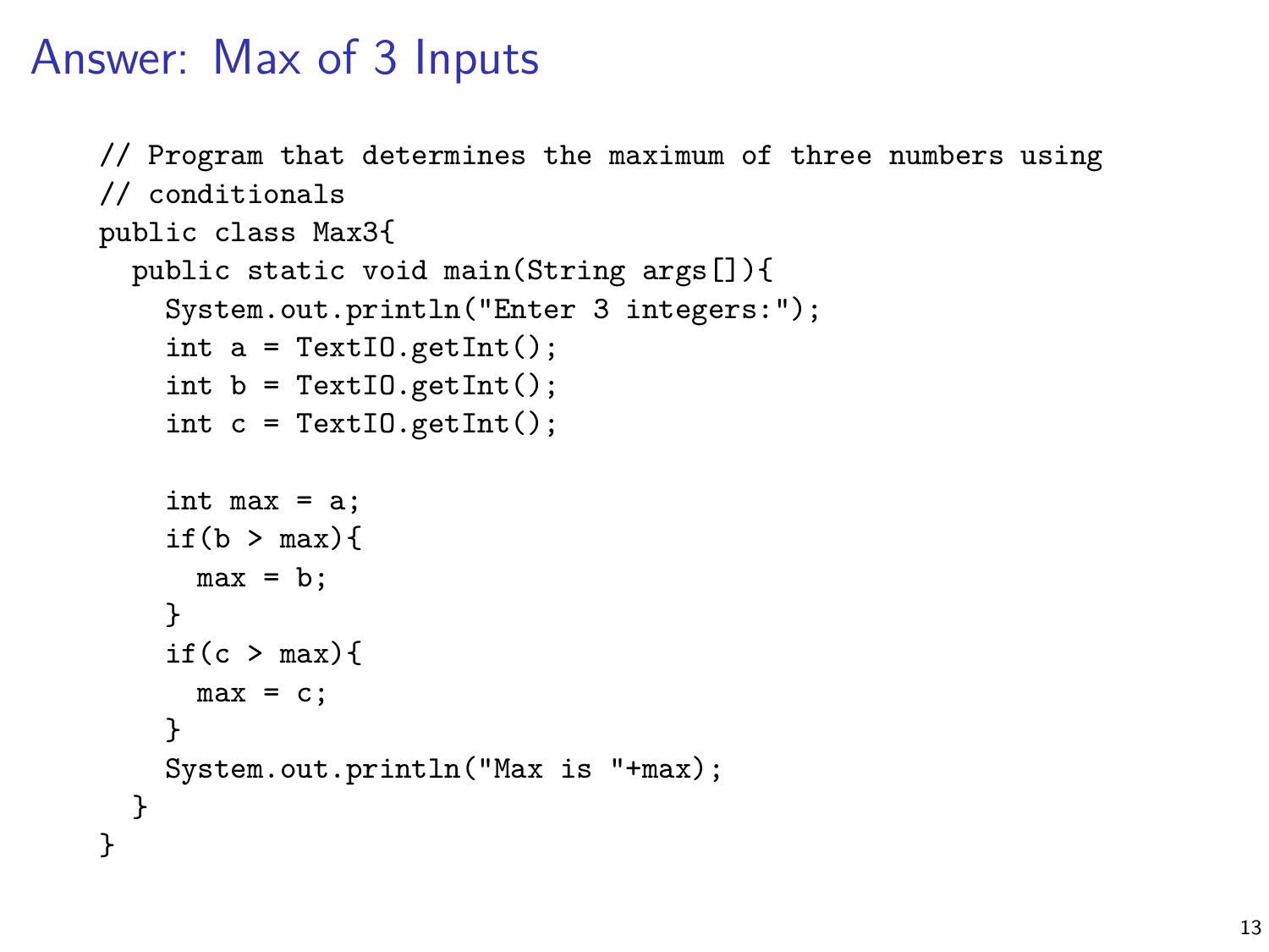# Answer: Max of 3 Inputs

```
// Program that determines the maximum of three numbers using
// conditionals
public class Max3{
  public static void main(String args[]){
    System.out.println("Enter 3 integers:");
    int a = TextIO.getInt();
    int b = TextIO.getInt();
    int c = TextIO.getInt();

    int max = a;
    if(b > max){
      max = b;
    }
    if(c > max){
      max = c;
    }
    System.out.println("Max is "+max);
  }
}
```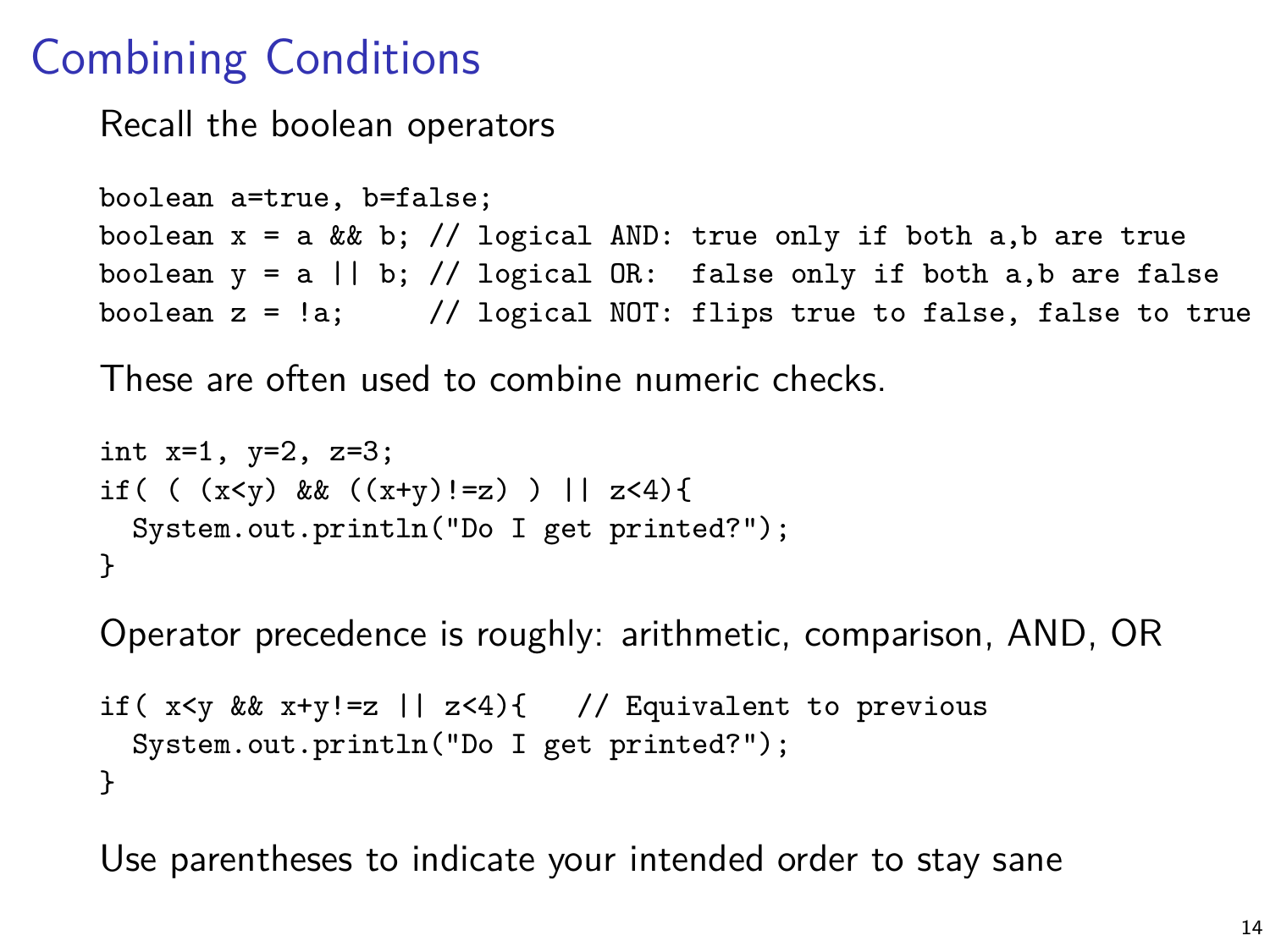# Combining Conditions

Recall the boolean operators

```
boolean a=true, b=false;
boolean x = a && b; // logical AND: true only if both a,b are true
boolean y = a || b; // logical OR:  false only if both a,b are false
boolean z = !a;     // logical NOT: flips true to false, false to true
```

These are often used to combine numeric checks.

```
int x=1, y=2, z=3;
if( ( (x<y) && ((x+y)!=z) ) || z<4){
  System.out.println("Do I get printed?");
}
```

Operator precedence is roughly: arithmetic, comparison, AND, OR

```
if( x<y && x+y!=z || z<4){   // Equivalent to previous
  System.out.println("Do I get printed?");
}
```

Use parentheses to indicate your intended order to stay sane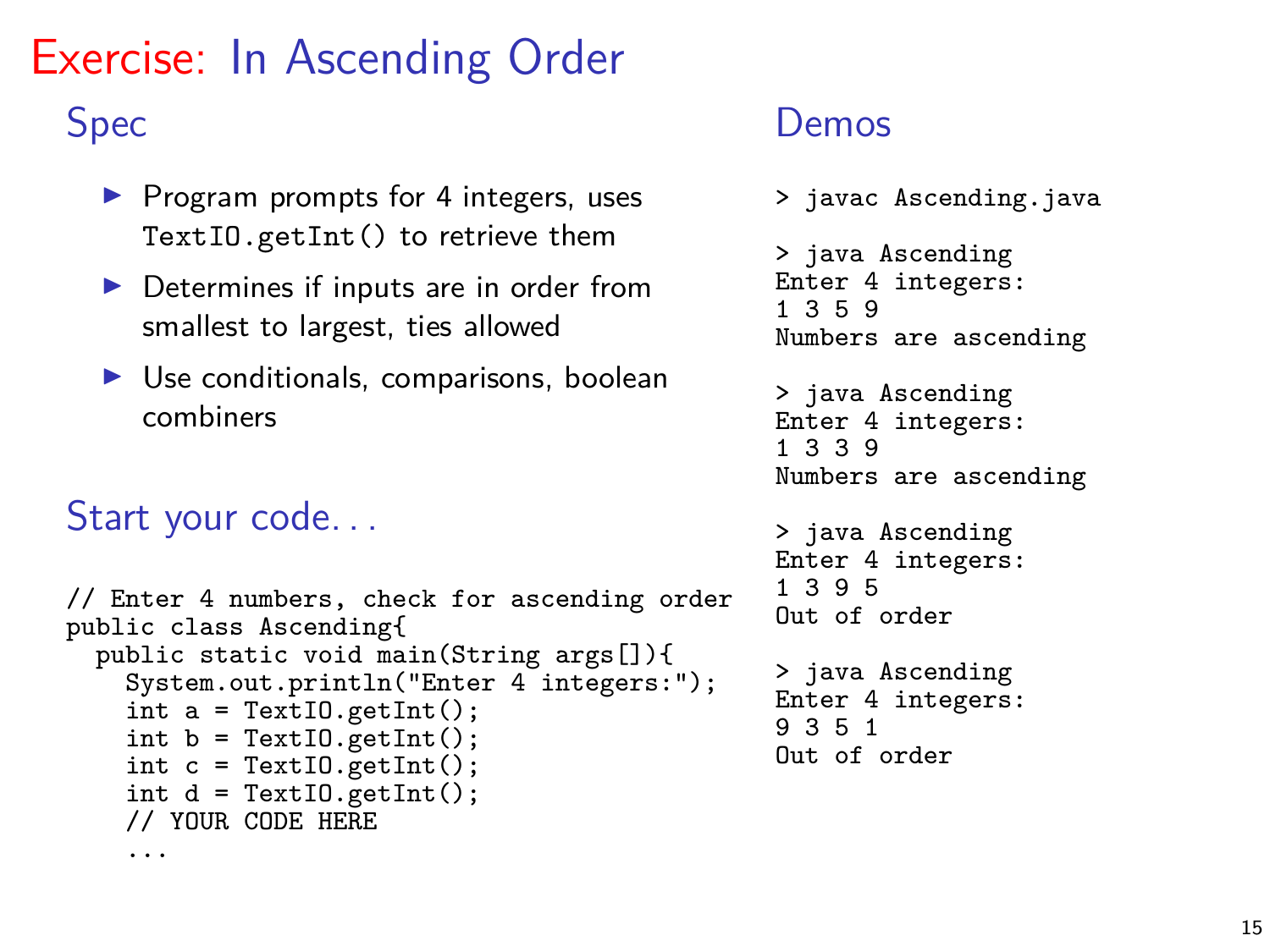# Exercise: In Ascending Order

## Spec

- Program prompts for 4 integers, uses `TextIO.getInt()` to retrieve them
- Determines if inputs are in order from smallest to largest, ties allowed
- Use conditionals, comparisons, boolean combiners

## Start your code...

```
// Enter 4 numbers, check for ascending order
public class Ascending{
  public static void main(String args[]){
    System.out.println("Enter 4 integers:");
    int a = TextIO.getInt();
    int b = TextIO.getInt();
    int c = TextIO.getInt();
    int d = TextIO.getInt();
    // YOUR CODE HERE
    ...
```

## Demos

```
> javac Ascending.java

> java Ascending
Enter 4 integers:
1 3 5 9
Numbers are ascending

> java Ascending
Enter 4 integers:
1 3 3 9
Numbers are ascending

> java Ascending
Enter 4 integers:
1 3 9 5
Out of order

> java Ascending
Enter 4 integers:
9 3 5 1
Out of order
```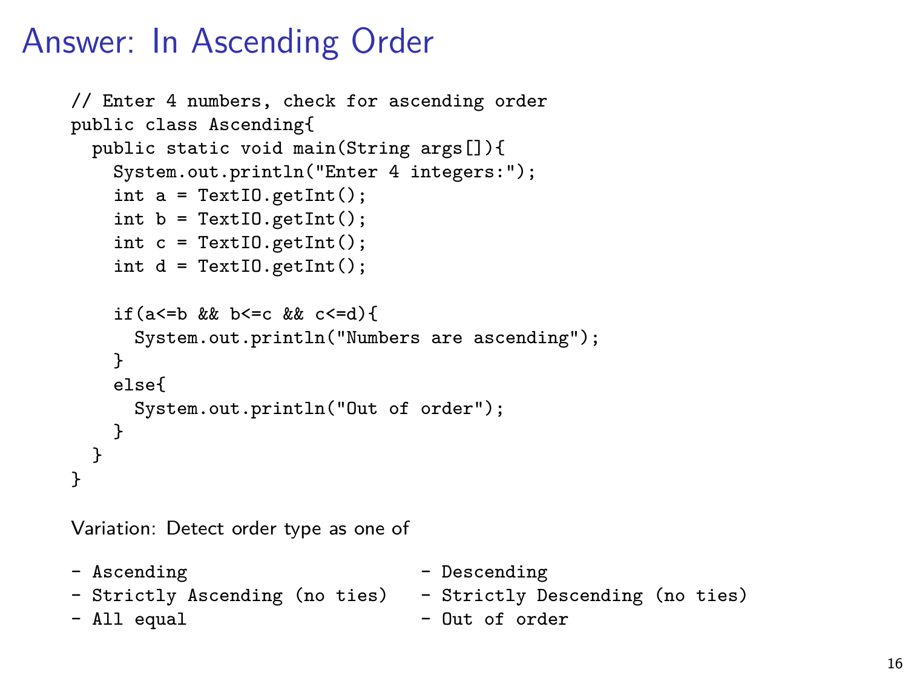# Answer: In Ascending Order

```
// Enter 4 numbers, check for ascending order
public class Ascending{
  public static void main(String args[]){
    System.out.println("Enter 4 integers:");
    int a = TextIO.getInt();
    int b = TextIO.getInt();
    int c = TextIO.getInt();
    int d = TextIO.getInt();

    if(a<=b && b<=c && c<=d){
      System.out.println("Numbers are ascending");
    }
    else{
      System.out.println("Out of order");
    }
  }
}
```

Variation: Detect order type as one of

```
- Ascending                          - Descending
- Strictly Ascending (no ties)       - Strictly Descending (no ties)
- All equal                          - Out of order
```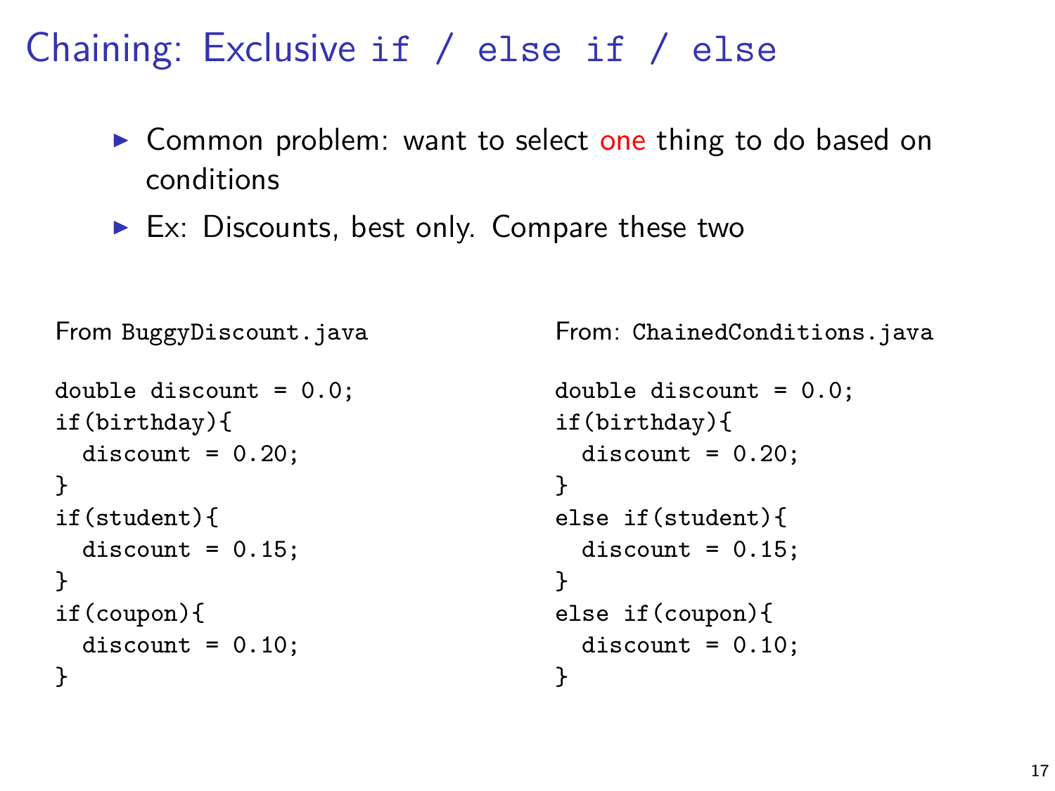# Chaining: Exclusive `if / else if / else`

- Common problem: want to select one thing to do based on conditions
- Ex: Discounts, best only. Compare these two

From `BuggyDiscount.java`

```
double discount = 0.0;
if(birthday){
  discount = 0.20;
}
if(student){
  discount = 0.15;
}
if(coupon){
  discount = 0.10;
}
```

From: `ChainedConditions.java`

```
double discount = 0.0;
if(birthday){
  discount = 0.20;
}
else if(student){
  discount = 0.15;
}
else if(coupon){
  discount = 0.10;
}
```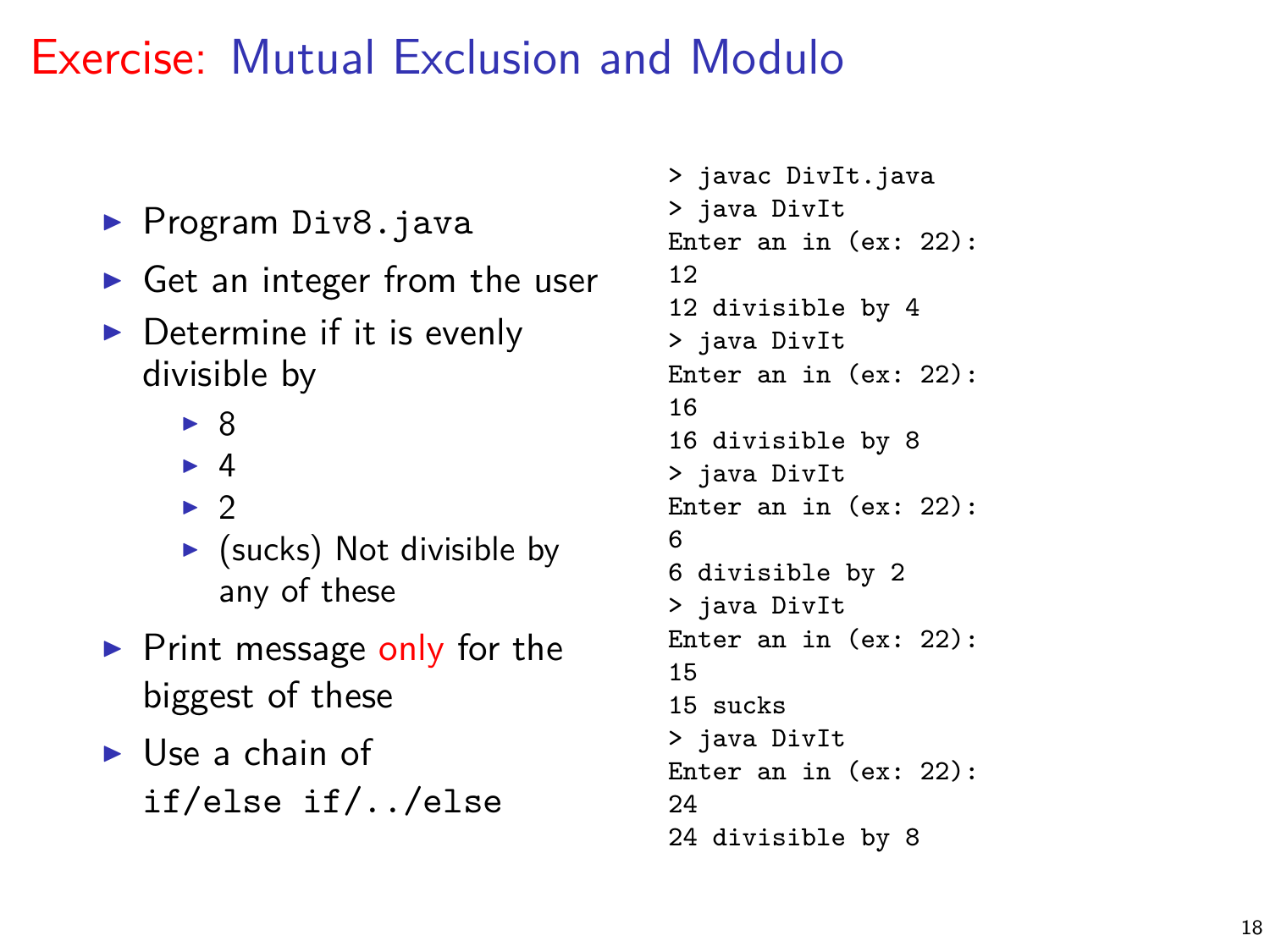# Exercise: Mutual Exclusion and Modulo

- Program `Div8.java`
- Get an integer from the user
- Determine if it is evenly divisible by
  - 8
  - 4
  - 2
  - (sucks) Not divisible by any of these
- Print message only for the biggest of these
- Use a chain of `if/else if/../else`

```
> javac DivIt.java
> java DivIt
Enter an in (ex: 22):
12
12 divisible by 4
> java DivIt
Enter an in (ex: 22):
16
16 divisible by 8
> java DivIt
Enter an in (ex: 22):
6
6 divisible by 2
> java DivIt
Enter an in (ex: 22):
15
15 sucks
> java DivIt
Enter an in (ex: 22):
24
24 divisible by 8
```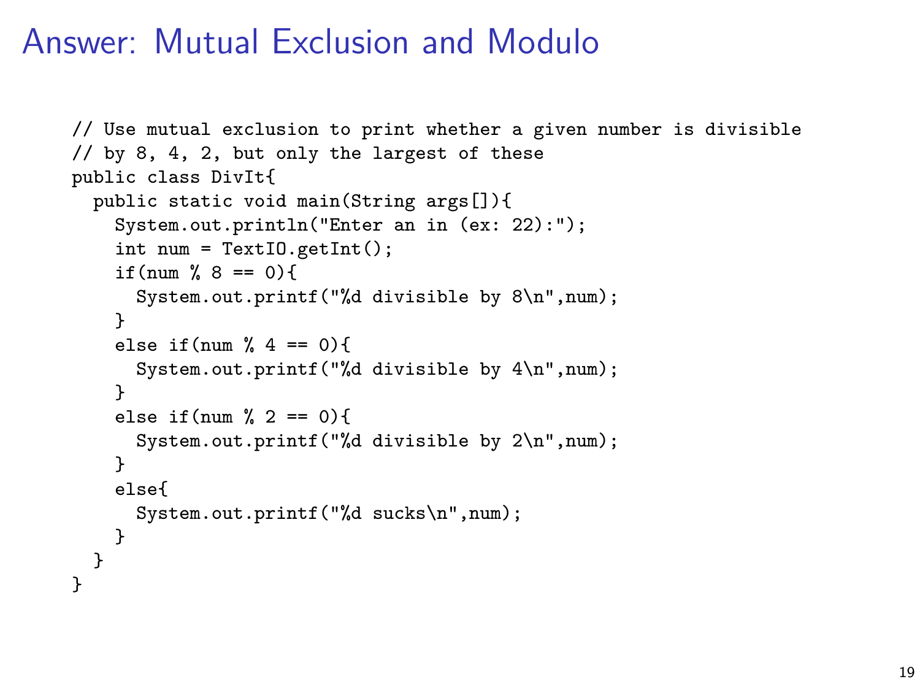# Answer: Mutual Exclusion and Modulo

```
// Use mutual exclusion to print whether a given number is divisible
// by 8, 4, 2, but only the largest of these
public class DivIt{
  public static void main(String args[]){
    System.out.println("Enter an in (ex: 22):");
    int num = TextIO.getInt();
    if(num % 8 == 0){
      System.out.printf("%d divisible by 8\n",num);
    }
    else if(num % 4 == 0){
      System.out.printf("%d divisible by 4\n",num);
    }
    else if(num % 2 == 0){
      System.out.printf("%d divisible by 2\n",num);
    }
    else{
      System.out.printf("%d sucks\n",num);
    }
  }
}
```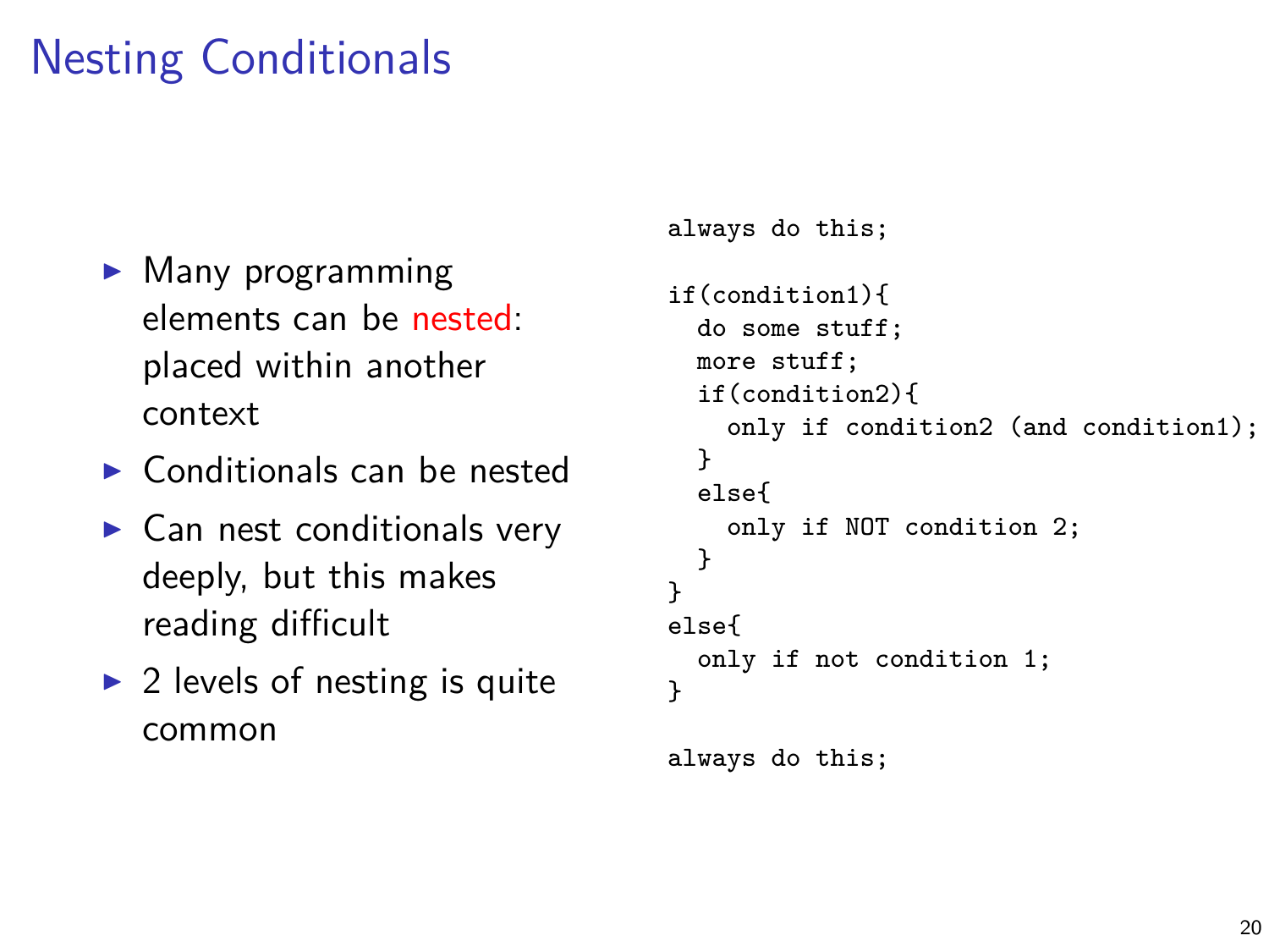# Nesting Conditionals

- Many programming elements can be nested: placed within another context
- Conditionals can be nested
- Can nest conditionals very deeply, but this makes reading difficult
- 2 levels of nesting is quite common

```
always do this;

if(condition1){
  do some stuff;
  more stuff;
  if(condition2){
    only if condition2 (and condition1);
  }
  else{
    only if NOT condition 2;
  }
}
else{
  only if not condition 1;
}

always do this;
```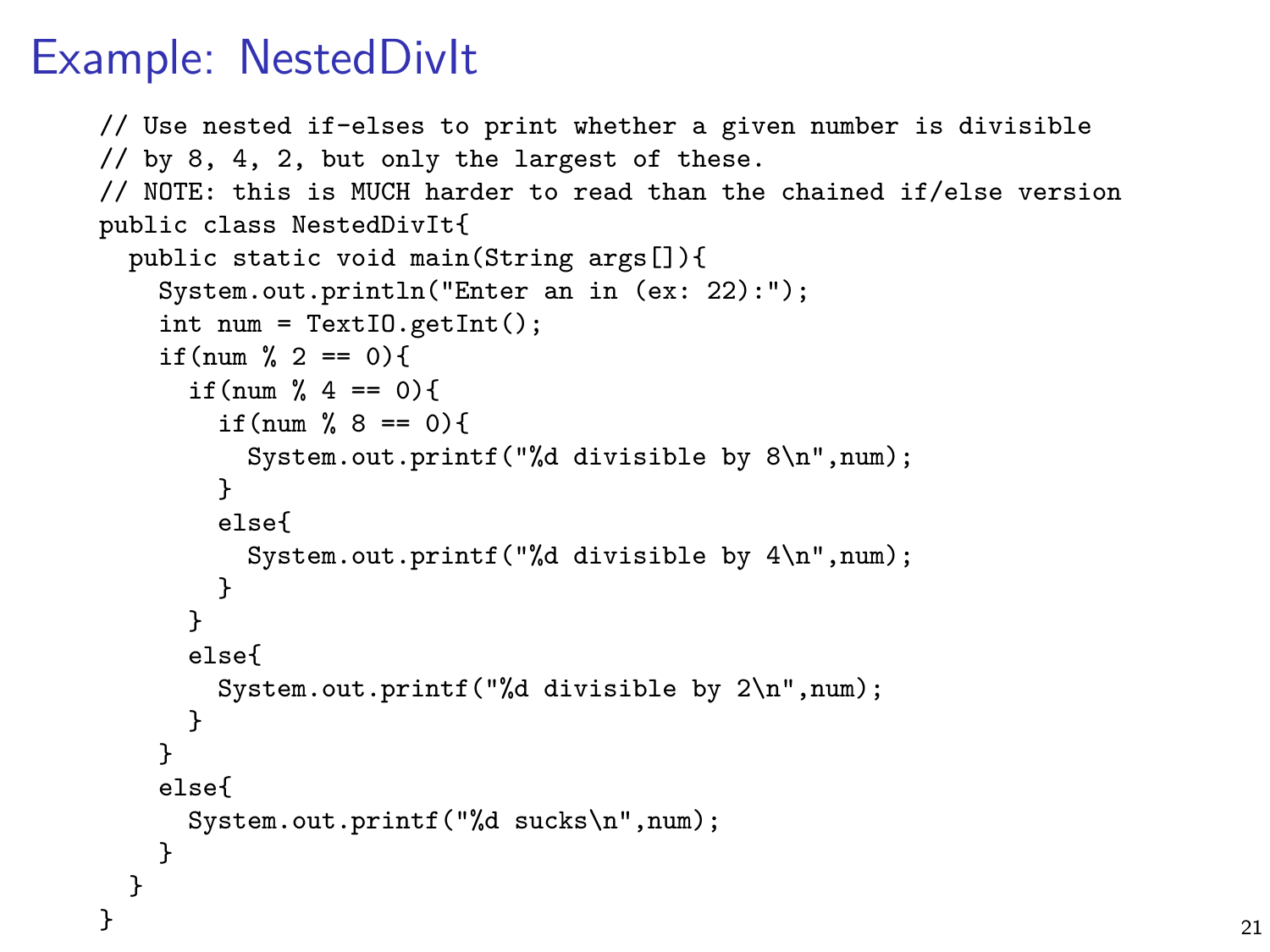# Example: NestedDivIt

```
// Use nested if-elses to print whether a given number is divisible
// by 8, 4, 2, but only the largest of these.
// NOTE: this is MUCH harder to read than the chained if/else version
public class NestedDivIt{
  public static void main(String args[]){
    System.out.println("Enter an in (ex: 22):");
    int num = TextIO.getInt();
    if(num % 2 == 0){
      if(num % 4 == 0){
        if(num % 8 == 0){
          System.out.printf("%d divisible by 8\n",num);
        }
        else{
          System.out.printf("%d divisible by 4\n",num);
        }
      }
      else{
        System.out.printf("%d divisible by 2\n",num);
      }
    }
    else{
      System.out.printf("%d sucks\n",num);
    }
  }
}
```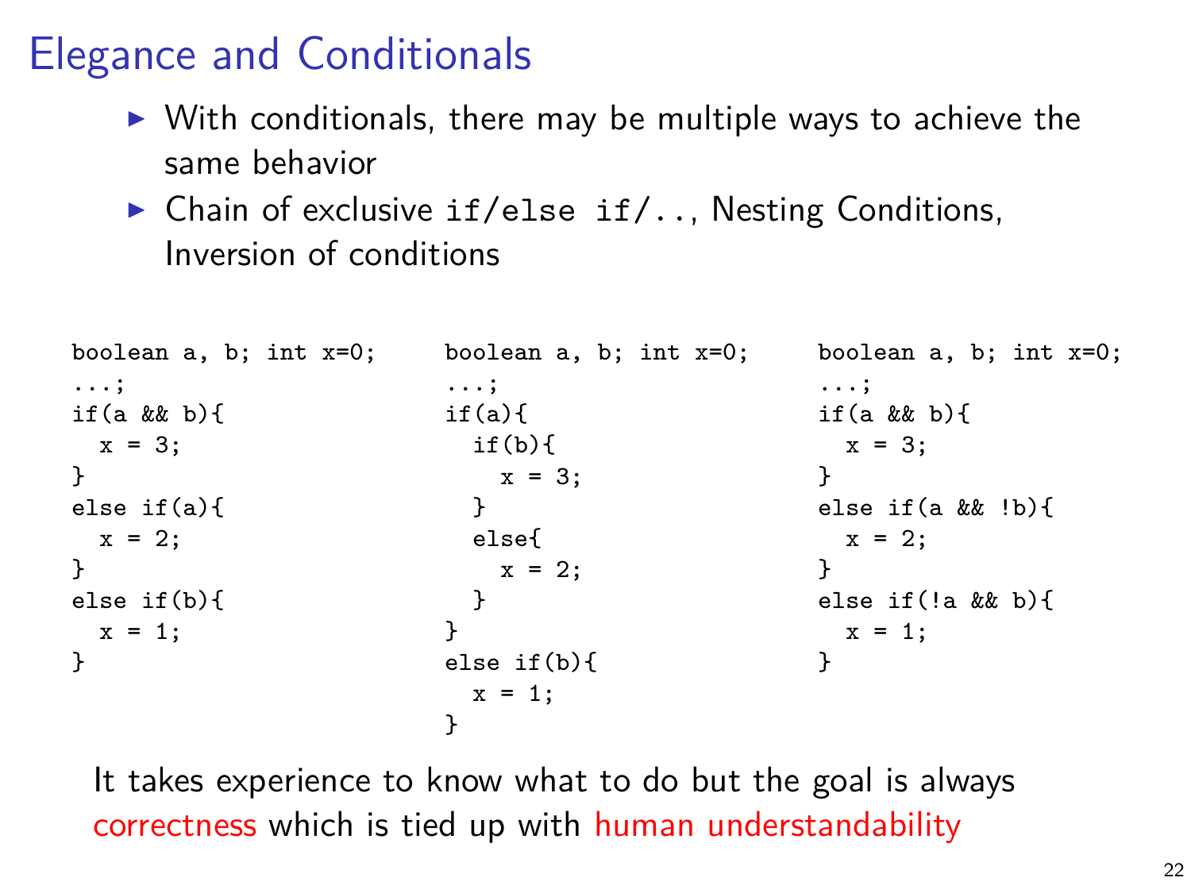# Elegance and Conditionals

- With conditionals, there may be multiple ways to achieve the same behavior
- Chain of exclusive `if/else if/..`, Nesting Conditions, Inversion of conditions

```
boolean a, b; int x=0;
...;
if(a && b){
  x = 3;
}
else if(a){
  x = 2;
}
else if(b){
  x = 1;
}
```

```
boolean a, b; int x=0;
...;
if(a){
  if(b){
    x = 3;
  }
  else{
    x = 2;
  }
}
else if(b){
  x = 1;
}
```

```
boolean a, b; int x=0;
...;
if(a && b){
  x = 3;
}
else if(a && !b){
  x = 2;
}
else if(!a && b){
  x = 1;
}
```

It takes experience to know what to do but the goal is always correctness which is tied up with human understandability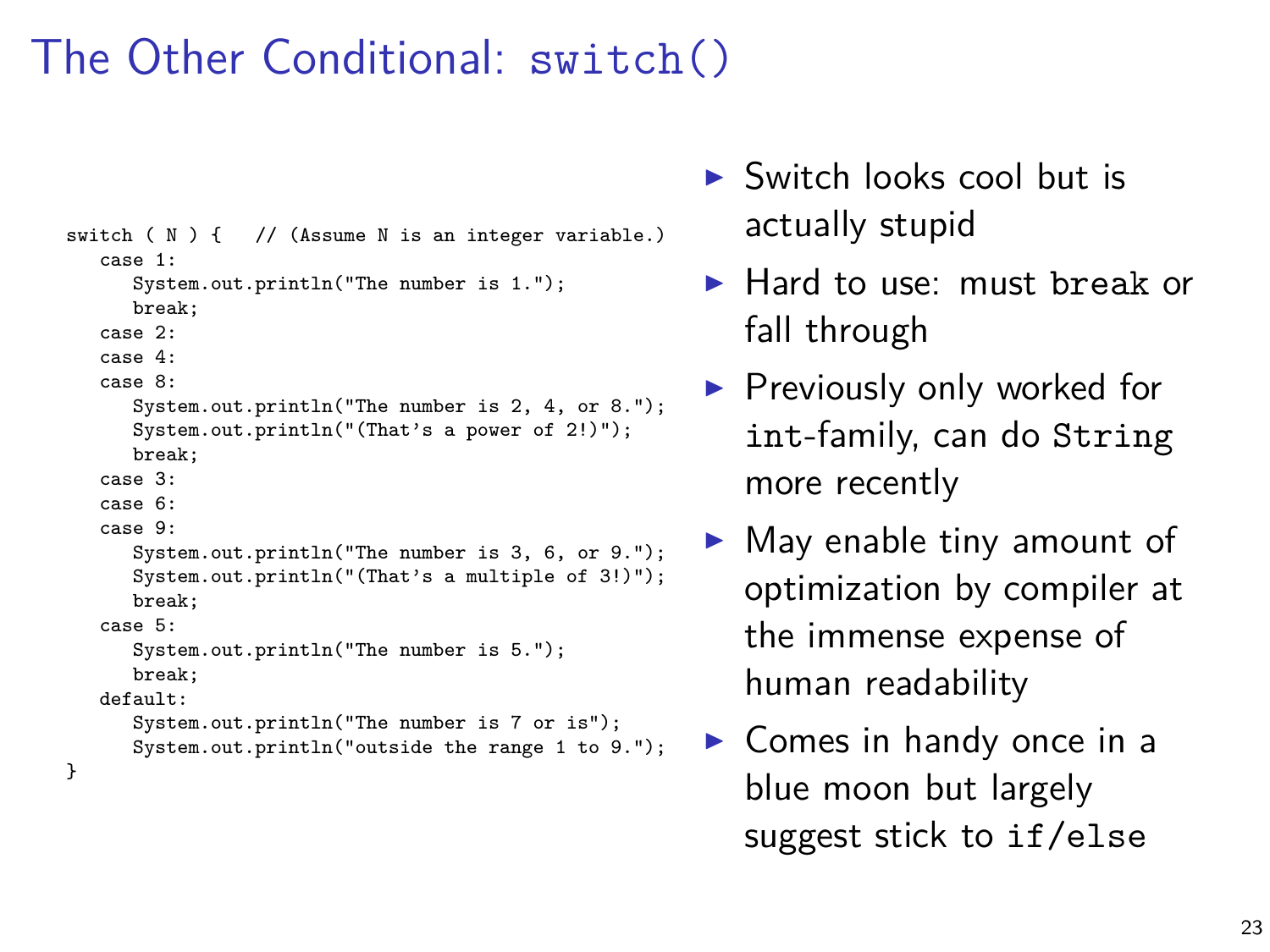# The Other Conditional: `switch()`

```
switch ( N ) {   // (Assume N is an integer variable.)
   case 1:
      System.out.println("The number is 1.");
      break;
   case 2:
   case 4:
   case 8:
      System.out.println("The number is 2, 4, or 8.");
      System.out.println("(That's a power of 2!)");
      break;
   case 3:
   case 6:
   case 9:
      System.out.println("The number is 3, 6, or 9.");
      System.out.println("(That's a multiple of 3!)");
      break;
   case 5:
      System.out.println("The number is 5.");
      break;
   default:
      System.out.println("The number is 7 or is");
      System.out.println("outside the range 1 to 9.");
}
```

- Switch looks cool but is actually stupid
- Hard to use: must `break` or fall through
- Previously only worked for `int`-family, can do `String` more recently
- May enable tiny amount of optimization by compiler at the immense expense of human readability
- Comes in handy once in a blue moon but largely suggest stick to `if/else`